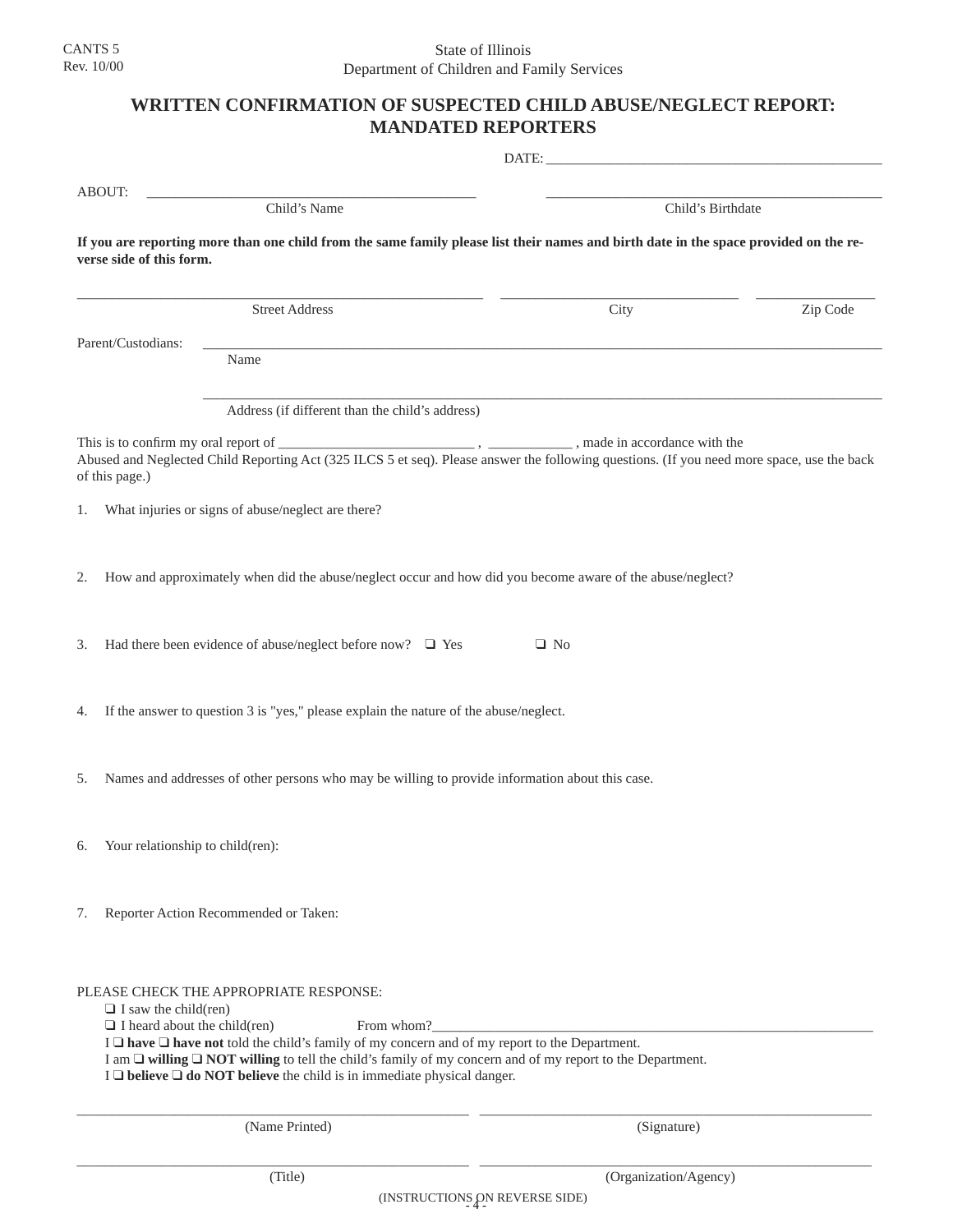CANTS 5
Rev. 10/00

State of Illinois
Department of Children and Family Services

# WRITTEN CONFIRMATION OF SUSPECTED CHILD ABUSE/NEGLECT REPORT: MANDATED REPORTERS

DATE: ______________________________________________

ABOUT: ______________________________________________ ______________________________________________
Child's Name Child's Birthdate

**If you are reporting more than one child from the same family please list their names and birth date in the space provided on the reverse side of this form.**

______________________________________________ ________________________________ ________________
Street Address City Zip Code

Parent/Custodians: ______________________________________________________________________________
Name

______________________________________________________________________________
Address (if different than the child's address)

This is to confirm my oral report of ____________________________ , ____________ , made in accordance with the Abused and Neglected Child Reporting Act (325 ILCS 5 et seq). Please answer the following questions. (If you need more space, use the back of this page.)

1. What injuries or signs of abuse/neglect are there?

2. How and approximately when did the abuse/neglect occur and how did you become aware of the abuse/neglect?

3. Had there been evidence of abuse/neglect before now? ❑ Yes ❑ No

4. If the answer to question 3 is "yes," please explain the nature of the abuse/neglect.

5. Names and addresses of other persons who may be willing to provide information about this case.

6. Your relationship to child(ren):

7. Reporter Action Recommended or Taken:

PLEASE CHECK THE APPROPRIATE RESPONSE:

❑ I saw the child(ren)
❑ I heard about the child(ren) From whom?______________________________________________________________
I ❑ **have** ❑ **have not** told the child's family of my concern and of my report to the Department.
I am ❑ **willing** ❑ **NOT willing** to tell the child's family of my concern and of my report to the Department.
I ❑ **believe** ❑ **do NOT believe** the child is in immediate physical danger.

______________________________________________ ______________________________________________
(Name Printed) (Signature)

______________________________________________ ______________________________________________
(Title) (Organization/Agency)

(INSTRUCTIONS ON REVERSE SIDE)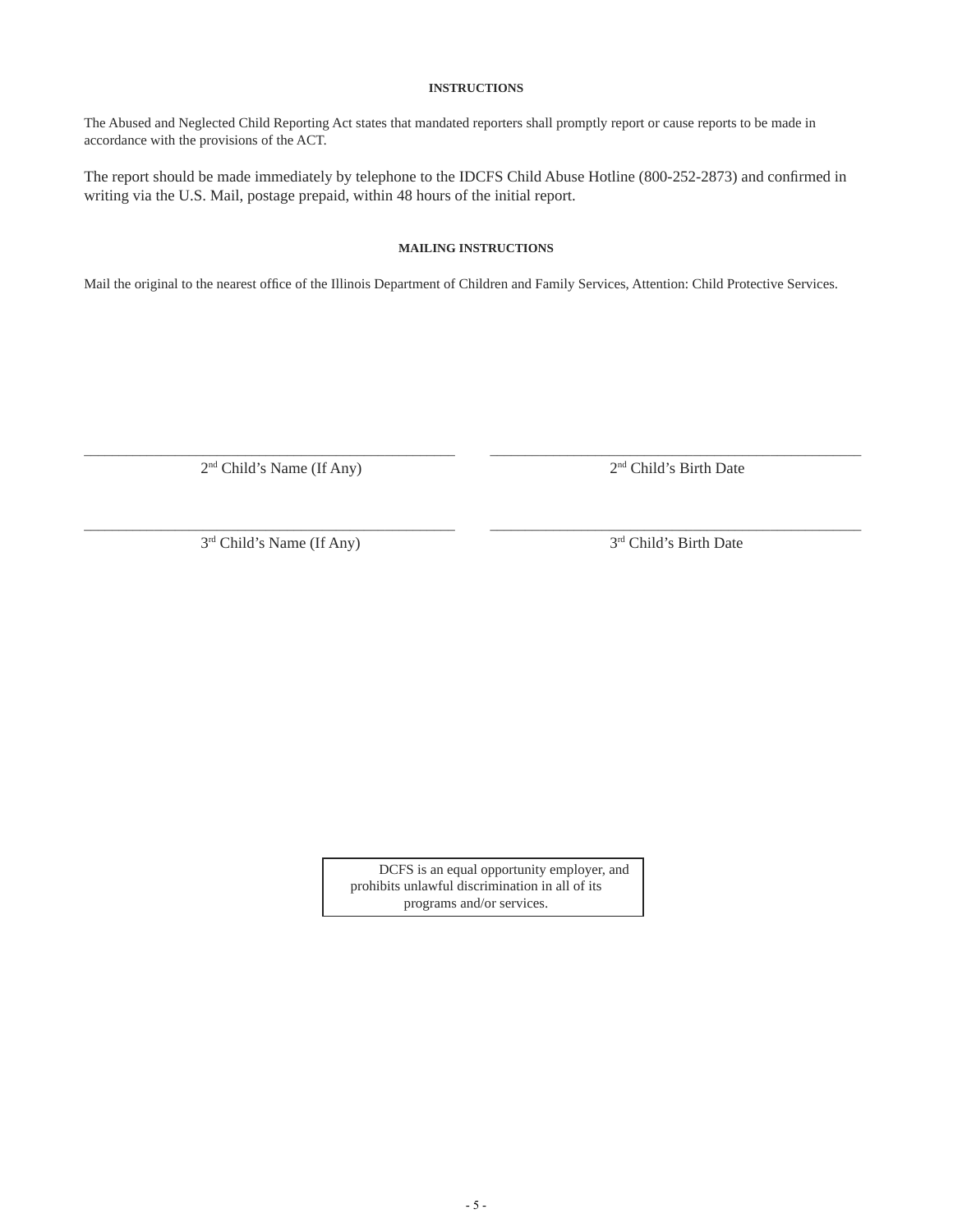**INSTRUCTIONS**

The Abused and Neglected Child Reporting Act states that mandated reporters shall promptly report or cause reports to be made in accordance with the provisions of the ACT.

The report should be made immediately by telephone to the IDCFS Child Abuse Hotline (800-252-2873) and confirmed in writing via the U.S. Mail, postage prepaid, within 48 hours of the initial report.

**MAILING INSTRUCTIONS**

Mail the original to the nearest office of the Illinois Department of Children and Family Services, Attention: Child Protective Services.

| | |
|---|---|
| ______________________________ | ______________________________ |
| 2nd Child's Name (If Any) | 2nd Child's Birth Date |
| ______________________________ | ______________________________ |
| 3rd Child's Name (If Any) | 3rd Child's Birth Date |

DCFS is an equal opportunity employer, and prohibits unlawful discrimination in all of its programs and/or services.